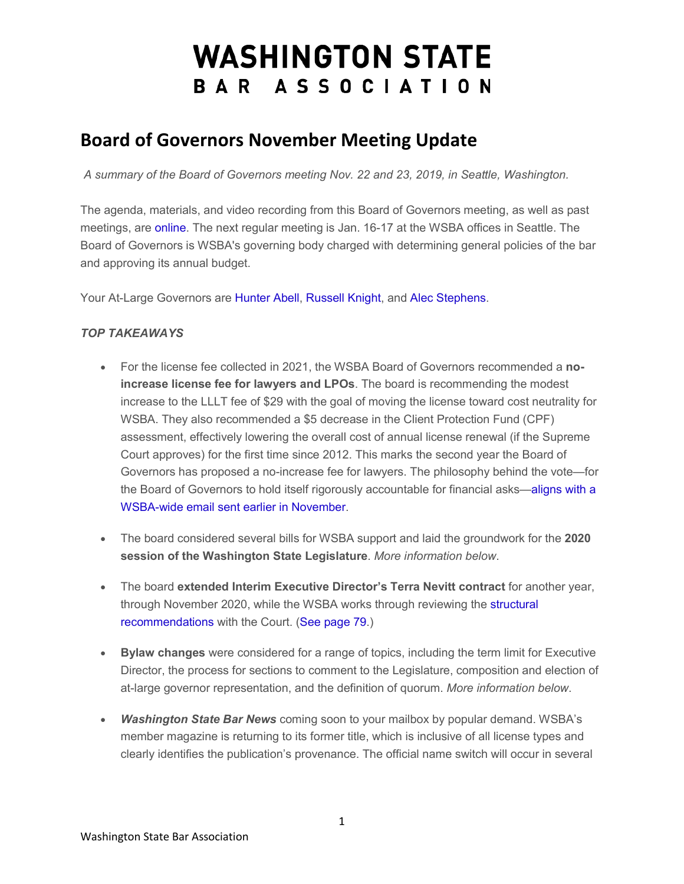# WASHINGTON STATE
# BAR ASSOCIATION

## Board of Governors November Meeting Update

*A summary of the Board of Governors meeting Nov. 22 and 23, 2019, in Seattle, Washington.*

The agenda, materials, and video recording from this Board of Governors meeting, as well as past meetings, are online. The next regular meeting is Jan. 16-17 at the WSBA offices in Seattle. The Board of Governors is WSBA's governing body charged with determining general policies of the bar and approving its annual budget.

Your At-Large Governors are Hunter Abell, Russell Knight, and Alec Stephens.

***TOP TAKEAWAYS***

- For the license fee collected in 2021, the WSBA Board of Governors recommended a **no-increase license fee for lawyers and LPOs**. The board is recommending the modest increase to the LLLT fee of $29 with the goal of moving the license toward cost neutrality for WSBA. They also recommended a $5 decrease in the Client Protection Fund (CPF) assessment, effectively lowering the overall cost of annual license renewal (if the Supreme Court approves) for the first time since 2012. This marks the second year the Board of Governors has proposed a no-increase fee for lawyers. The philosophy behind the vote—for the Board of Governors to hold itself rigorously accountable for financial asks—aligns with a WSBA-wide email sent earlier in November.

- The board considered several bills for WSBA support and laid the groundwork for the **2020 session of the Washington State Legislature**. *More information below*.

- The board **extended Interim Executive Director's Terra Nevitt contract** for another year, through November 2020, while the WSBA works through reviewing the structural recommendations with the Court. (See page 79.)

- **Bylaw changes** were considered for a range of topics, including the term limit for Executive Director, the process for sections to comment to the Legislature, composition and election of at-large governor representation, and the definition of quorum. *More information below*.

- ***Washington State Bar News*** coming soon to your mailbox by popular demand. WSBA's member magazine is returning to its former title, which is inclusive of all license types and clearly identifies the publication's provenance. The official name switch will occur in several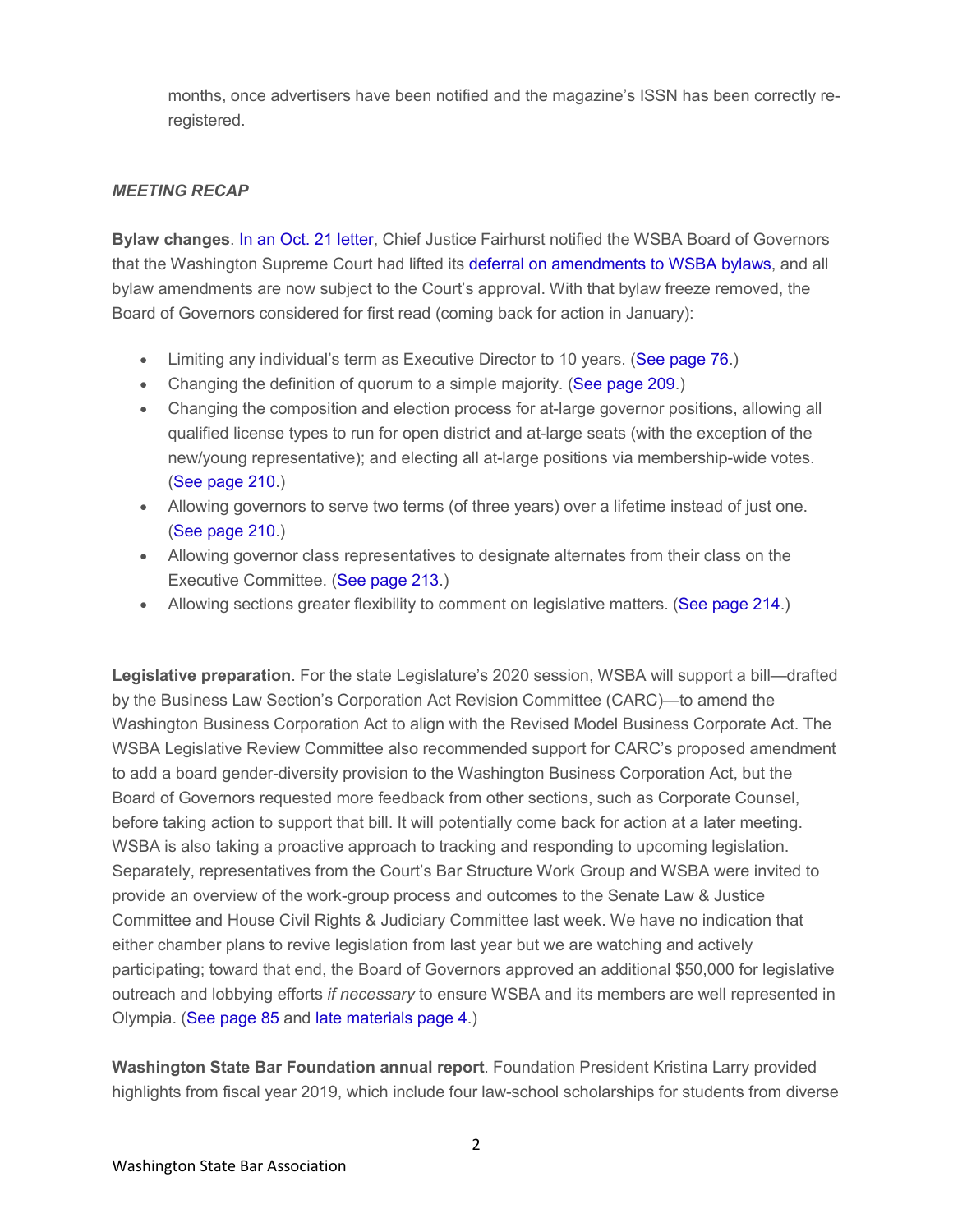months, once advertisers have been notified and the magazine's ISSN has been correctly re-registered.

***MEETING RECAP***

**Bylaw changes**. In an Oct. 21 letter, Chief Justice Fairhurst notified the WSBA Board of Governors that the Washington Supreme Court had lifted its deferral on amendments to WSBA bylaws, and all bylaw amendments are now subject to the Court's approval. With that bylaw freeze removed, the Board of Governors considered for first read (coming back for action in January):

- Limiting any individual's term as Executive Director to 10 years. (See page 76.)
- Changing the definition of quorum to a simple majority. (See page 209.)
- Changing the composition and election process for at-large governor positions, allowing all qualified license types to run for open district and at-large seats (with the exception of the new/young representative); and electing all at-large positions via membership-wide votes. (See page 210.)
- Allowing governors to serve two terms (of three years) over a lifetime instead of just one. (See page 210.)
- Allowing governor class representatives to designate alternates from their class on the Executive Committee. (See page 213.)
- Allowing sections greater flexibility to comment on legislative matters. (See page 214.)

**Legislative preparation**. For the state Legislature's 2020 session, WSBA will support a bill—drafted by the Business Law Section's Corporation Act Revision Committee (CARC)—to amend the Washington Business Corporation Act to align with the Revised Model Business Corporate Act. The WSBA Legislative Review Committee also recommended support for CARC's proposed amendment to add a board gender-diversity provision to the Washington Business Corporation Act, but the Board of Governors requested more feedback from other sections, such as Corporate Counsel, before taking action to support that bill. It will potentially come back for action at a later meeting. WSBA is also taking a proactive approach to tracking and responding to upcoming legislation. Separately, representatives from the Court's Bar Structure Work Group and WSBA were invited to provide an overview of the work-group process and outcomes to the Senate Law & Justice Committee and House Civil Rights & Judiciary Committee last week. We have no indication that either chamber plans to revive legislation from last year but we are watching and actively participating; toward that end, the Board of Governors approved an additional $50,000 for legislative outreach and lobbying efforts *if necessary* to ensure WSBA and its members are well represented in Olympia. (See page 85 and late materials page 4.)

**Washington State Bar Foundation annual report**. Foundation President Kristina Larry provided highlights from fiscal year 2019, which include four law-school scholarships for students from diverse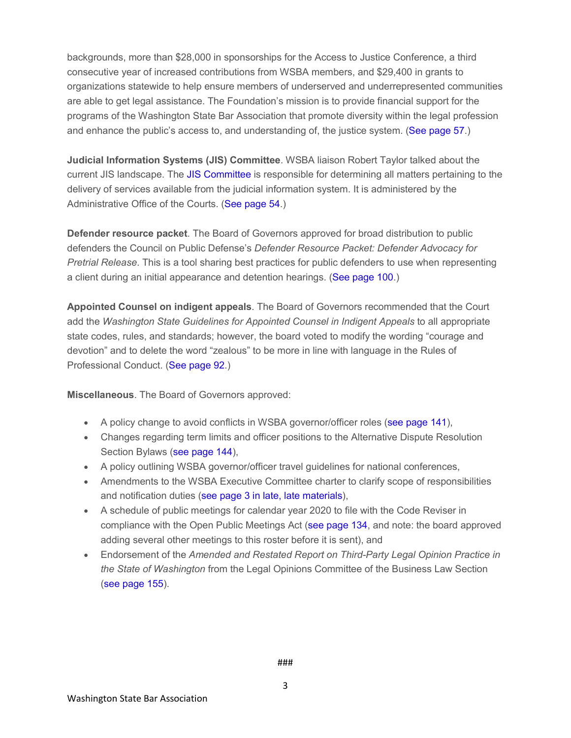backgrounds, more than $28,000 in sponsorships for the Access to Justice Conference, a third consecutive year of increased contributions from WSBA members, and $29,400 in grants to organizations statewide to help ensure members of underserved and underrepresented communities are able to get legal assistance. The Foundation's mission is to provide financial support for the programs of the Washington State Bar Association that promote diversity within the legal profession and enhance the public's access to, and understanding of, the justice system. (See page 57.)

**Judicial Information Systems (JIS) Committee**. WSBA liaison Robert Taylor talked about the current JIS landscape. The JIS Committee is responsible for determining all matters pertaining to the delivery of services available from the judicial information system. It is administered by the Administrative Office of the Courts. (See page 54.)

**Defender resource packet**. The Board of Governors approved for broad distribution to public defenders the Council on Public Defense's *Defender Resource Packet: Defender Advocacy for Pretrial Release*. This is a tool sharing best practices for public defenders to use when representing a client during an initial appearance and detention hearings. (See page 100.)

**Appointed Counsel on indigent appeals**. The Board of Governors recommended that the Court add the *Washington State Guidelines for Appointed Counsel in Indigent Appeals* to all appropriate state codes, rules, and standards; however, the board voted to modify the wording "courage and devotion" and to delete the word "zealous" to be more in line with language in the Rules of Professional Conduct. (See page 92.)

**Miscellaneous**. The Board of Governors approved:

- A policy change to avoid conflicts in WSBA governor/officer roles (see page 141),
- Changes regarding term limits and officer positions to the Alternative Dispute Resolution Section Bylaws (see page 144),
- A policy outlining WSBA governor/officer travel guidelines for national conferences,
- Amendments to the WSBA Executive Committee charter to clarify scope of responsibilities and notification duties (see page 3 in late, late materials),
- A schedule of public meetings for calendar year 2020 to file with the Code Reviser in compliance with the Open Public Meetings Act (see page 134, and note: the board approved adding several other meetings to this roster before it is sent), and
- Endorsement of the *Amended and Restated Report on Third-Party Legal Opinion Practice in the State of Washington* from the Legal Opinions Committee of the Business Law Section (see page 155).

###